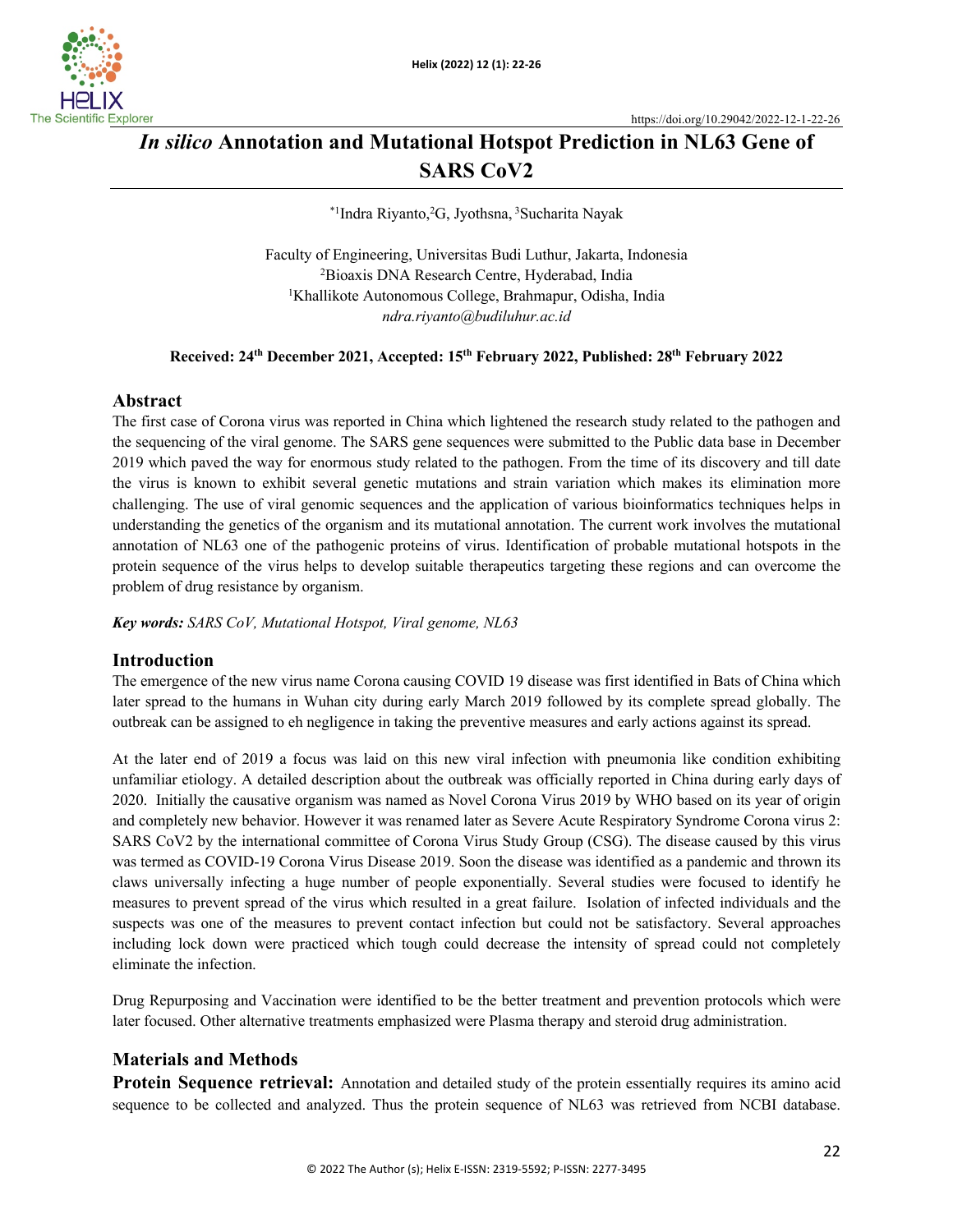# *In silico* Annotation and Mutational Hotspot Prediction in NL63 Gene of SARS CoV2

*[1]Indra Riyanto,[2]G, Jyothsna, [3]Sucharita Nayak

Faculty of Engineering, Universitas Budi Luthur, Jakarta, Indonesia
[2]Bioaxis DNA Research Centre, Hyderabad, India
[1]Khallikote Autonomous College, Brahmapur, Odisha, India
*ndra.riyanto@budiluhur.ac.id*

**Received: 24th December 2021, Accepted: 15th February 2022, Published: 28th February 2022**

## Abstract

The first case of Corona virus was reported in China which lightened the research study related to the pathogen and the sequencing of the viral genome. The SARS gene sequences were submitted to the Public data base in December 2019 which paved the way for enormous study related to the pathogen. From the time of its discovery and till date the virus is known to exhibit several genetic mutations and strain variation which makes its elimination more challenging. The use of viral genomic sequences and the application of various bioinformatics techniques helps in understanding the genetics of the organism and its mutational annotation. The current work involves the mutational annotation of NL63 one of the pathogenic proteins of virus. Identification of probable mutational hotspots in the protein sequence of the virus helps to develop suitable therapeutics targeting these regions and can overcome the problem of drug resistance by organism.

***Key words:*** *SARS CoV, Mutational Hotspot, Viral genome, NL63*

## Introduction

The emergence of the new virus name Corona causing COVID 19 disease was first identified in Bats of China which later spread to the humans in Wuhan city during early March 2019 followed by its complete spread globally. The outbreak can be assigned to eh negligence in taking the preventive measures and early actions against its spread.

At the later end of 2019 a focus was laid on this new viral infection with pneumonia like condition exhibiting unfamiliar etiology. A detailed description about the outbreak was officially reported in China during early days of 2020. Initially the causative organism was named as Novel Corona Virus 2019 by WHO based on its year of origin and completely new behavior. However it was renamed later as Severe Acute Respiratory Syndrome Corona virus 2: SARS CoV2 by the international committee of Corona Virus Study Group (CSG). The disease caused by this virus was termed as COVID-19 Corona Virus Disease 2019. Soon the disease was identified as a pandemic and thrown its claws universally infecting a huge number of people exponentially. Several studies were focused to identify he measures to prevent spread of the virus which resulted in a great failure. Isolation of infected individuals and the suspects was one of the measures to prevent contact infection but could not be satisfactory. Several approaches including lock down were practiced which tough could decrease the intensity of spread could not completely eliminate the infection.

Drug Repurposing and Vaccination were identified to be the better treatment and prevention protocols which were later focused. Other alternative treatments emphasized were Plasma therapy and steroid drug administration.

## Materials and Methods

**Protein Sequence retrieval:** Annotation and detailed study of the protein essentially requires its amino acid sequence to be collected and analyzed. Thus the protein sequence of NL63 was retrieved from NCBI database.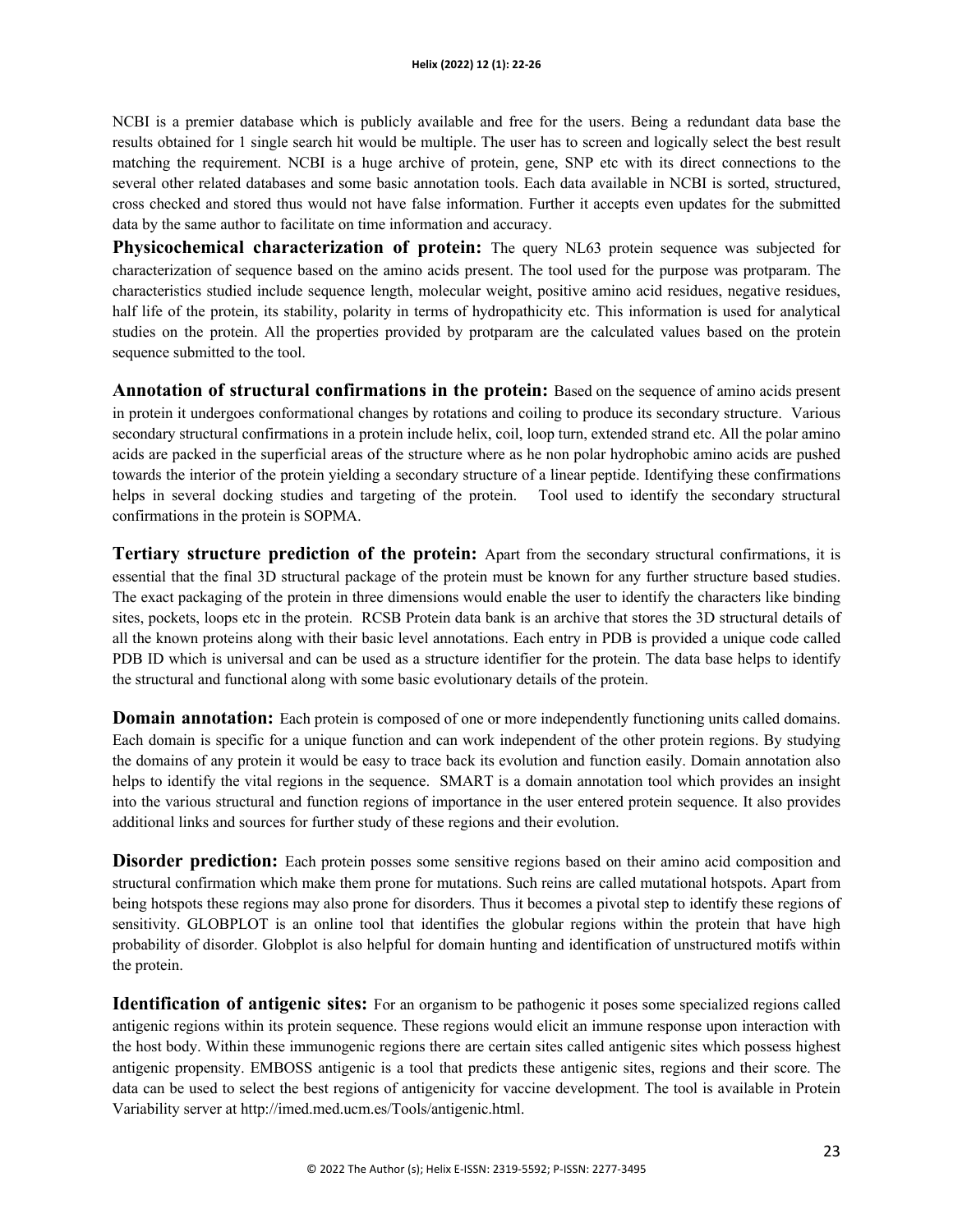NCBI is a premier database which is publicly available and free for the users. Being a redundant data base the results obtained for 1 single search hit would be multiple. The user has to screen and logically select the best result matching the requirement. NCBI is a huge archive of protein, gene, SNP etc with its direct connections to the several other related databases and some basic annotation tools. Each data available in NCBI is sorted, structured, cross checked and stored thus would not have false information. Further it accepts even updates for the submitted data by the same author to facilitate on time information and accuracy.

**Physicochemical characterization of protein:** The query NL63 protein sequence was subjected for characterization of sequence based on the amino acids present. The tool used for the purpose was protparam. The characteristics studied include sequence length, molecular weight, positive amino acid residues, negative residues, half life of the protein, its stability, polarity in terms of hydropathicity etc. This information is used for analytical studies on the protein. All the properties provided by protparam are the calculated values based on the protein sequence submitted to the tool.

**Annotation of structural confirmations in the protein:** Based on the sequence of amino acids present in protein it undergoes conformational changes by rotations and coiling to produce its secondary structure. Various secondary structural confirmations in a protein include helix, coil, loop turn, extended strand etc. All the polar amino acids are packed in the superficial areas of the structure where as he non polar hydrophobic amino acids are pushed towards the interior of the protein yielding a secondary structure of a linear peptide. Identifying these confirmations helps in several docking studies and targeting of the protein. Tool used to identify the secondary structural confirmations in the protein is SOPMA.

**Tertiary structure prediction of the protein:** Apart from the secondary structural confirmations, it is essential that the final 3D structural package of the protein must be known for any further structure based studies. The exact packaging of the protein in three dimensions would enable the user to identify the characters like binding sites, pockets, loops etc in the protein. RCSB Protein data bank is an archive that stores the 3D structural details of all the known proteins along with their basic level annotations. Each entry in PDB is provided a unique code called PDB ID which is universal and can be used as a structure identifier for the protein. The data base helps to identify the structural and functional along with some basic evolutionary details of the protein.

**Domain annotation:** Each protein is composed of one or more independently functioning units called domains. Each domain is specific for a unique function and can work independent of the other protein regions. By studying the domains of any protein it would be easy to trace back its evolution and function easily. Domain annotation also helps to identify the vital regions in the sequence. SMART is a domain annotation tool which provides an insight into the various structural and function regions of importance in the user entered protein sequence. It also provides additional links and sources for further study of these regions and their evolution.

**Disorder prediction:** Each protein posses some sensitive regions based on their amino acid composition and structural confirmation which make them prone for mutations. Such reins are called mutational hotspots. Apart from being hotspots these regions may also prone for disorders. Thus it becomes a pivotal step to identify these regions of sensitivity. GLOBPLOT is an online tool that identifies the globular regions within the protein that have high probability of disorder. Globplot is also helpful for domain hunting and identification of unstructured motifs within the protein.

**Identification of antigenic sites:** For an organism to be pathogenic it poses some specialized regions called antigenic regions within its protein sequence. These regions would elicit an immune response upon interaction with the host body. Within these immunogenic regions there are certain sites called antigenic sites which possess highest antigenic propensity. EMBOSS antigenic is a tool that predicts these antigenic sites, regions and their score. The data can be used to select the best regions of antigenicity for vaccine development. The tool is available in Protein Variability server at http://imed.med.ucm.es/Tools/antigenic.html.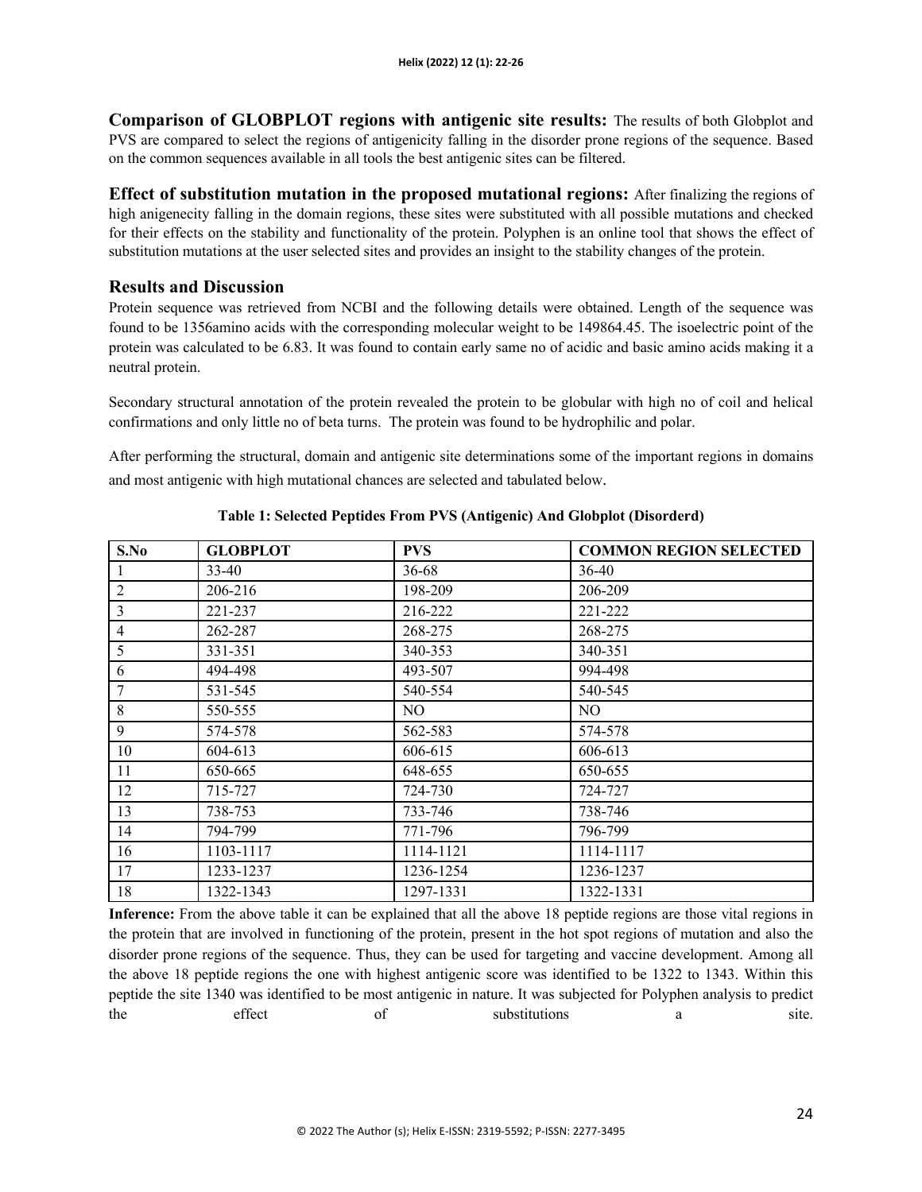**Comparison of GLOBPLOT regions with antigenic site results:** The results of both Globplot and PVS are compared to select the regions of antigenicity falling in the disorder prone regions of the sequence. Based on the common sequences available in all tools the best antigenic sites can be filtered.

**Effect of substitution mutation in the proposed mutational regions:** After finalizing the regions of high anigenecity falling in the domain regions, these sites were substituted with all possible mutations and checked for their effects on the stability and functionality of the protein. Polyphen is an online tool that shows the effect of substitution mutations at the user selected sites and provides an insight to the stability changes of the protein.

## Results and Discussion

Protein sequence was retrieved from NCBI and the following details were obtained. Length of the sequence was found to be 1356amino acids with the corresponding molecular weight to be 149864.45. The isoelectric point of the protein was calculated to be 6.83. It was found to contain early same no of acidic and basic amino acids making it a neutral protein.

Secondary structural annotation of the protein revealed the protein to be globular with high no of coil and helical confirmations and only little no of beta turns. The protein was found to be hydrophilic and polar.

After performing the structural, domain and antigenic site determinations some of the important regions in domains and most antigenic with high mutational chances are selected and tabulated below.

**Table 1: Selected Peptides From PVS (Antigenic) And Globplot (Disorderd)**

| S.No | GLOBPLOT | PVS | COMMON REGION SELECTED |
|---|---|---|---|
| 1 | 33-40 | 36-68 | 36-40 |
| 2 | 206-216 | 198-209 | 206-209 |
| 3 | 221-237 | 216-222 | 221-222 |
| 4 | 262-287 | 268-275 | 268-275 |
| 5 | 331-351 | 340-353 | 340-351 |
| 6 | 494-498 | 493-507 | 994-498 |
| 7 | 531-545 | 540-554 | 540-545 |
| 8 | 550-555 | NO | NO |
| 9 | 574-578 | 562-583 | 574-578 |
| 10 | 604-613 | 606-615 | 606-613 |
| 11 | 650-665 | 648-655 | 650-655 |
| 12 | 715-727 | 724-730 | 724-727 |
| 13 | 738-753 | 733-746 | 738-746 |
| 14 | 794-799 | 771-796 | 796-799 |
| 16 | 1103-1117 | 1114-1121 | 1114-1117 |
| 17 | 1233-1237 | 1236-1254 | 1236-1237 |
| 18 | 1322-1343 | 1297-1331 | 1322-1331 |

**Inference:** From the above table it can be explained that all the above 18 peptide regions are those vital regions in the protein that are involved in functioning of the protein, present in the hot spot regions of mutation and also the disorder prone regions of the sequence. Thus, they can be used for targeting and vaccine development. Among all the above 18 peptide regions the one with highest antigenic score was identified to be 1322 to 1343. Within this peptide the site 1340 was identified to be most antigenic in nature. It was subjected for Polyphen analysis to predict the effect of substitutions a site.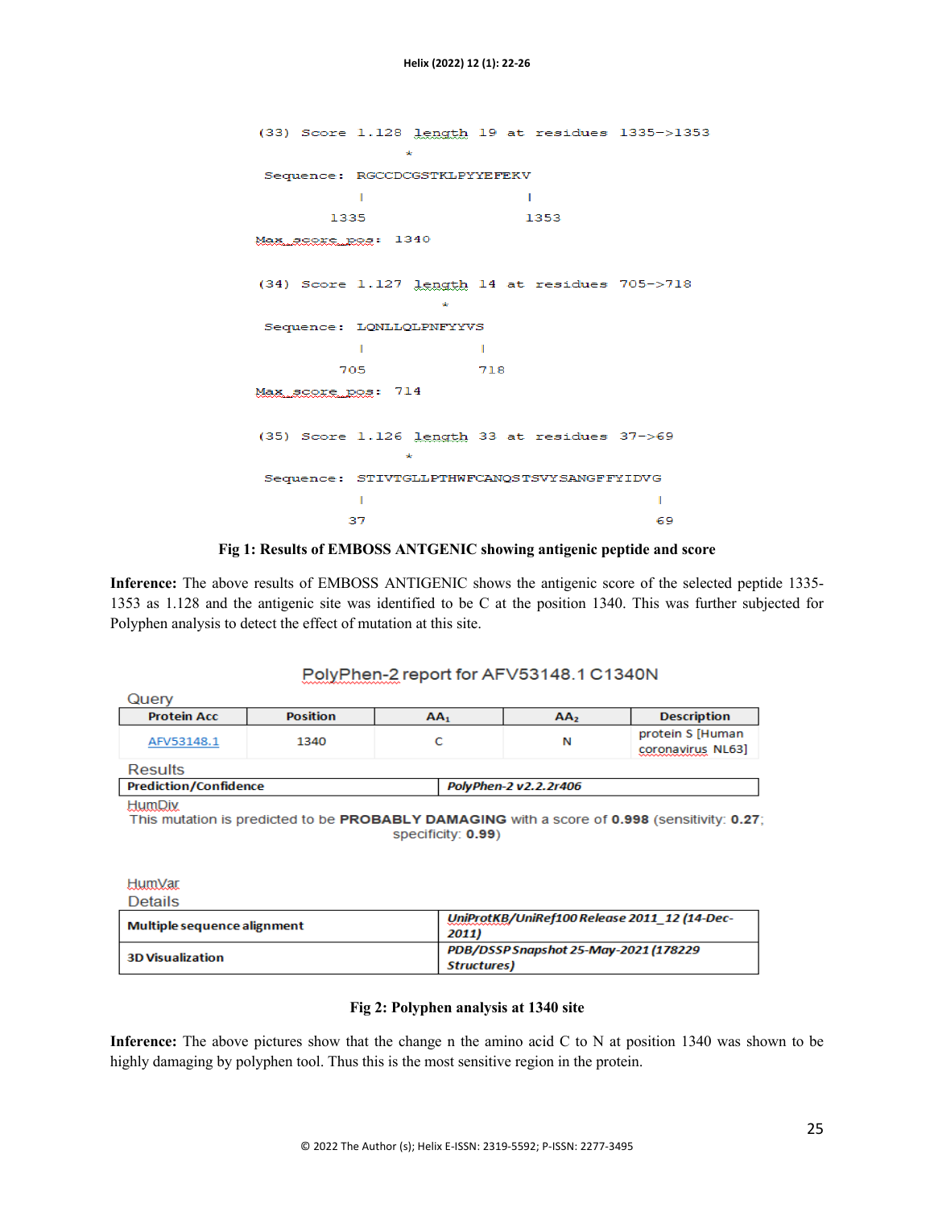```
(33) Score 1.128 length 19 at residues 1335->1353
                    *
 Sequence: RGCCDCGSTKLPYYEFEKV
            |                  |
          1335               1353
Max_score_pos: 1340

(34) Score 1.127 length 14 at residues 705->718
                         *
 Sequence: LQNLLQLPNFYYVS
            |             |
           705           718
Max_score_pos: 714

(35) Score 1.126 length 33 at residues 37->69
                    *
 Sequence: STIVTGLLPTHWFCANQSTSVYSANGFFYIDVG
            |                                |
           37                               69
```

**Fig 1: Results of EMBOSS ANTGENIC showing antigenic peptide and score**

**Inference:** The above results of EMBOSS ANTIGENIC shows the antigenic score of the selected peptide 1335-1353 as 1.128 and the antigenic site was identified to be C at the position 1340. This was further subjected for Polyphen analysis to detect the effect of mutation at this site.

PolyPhen-2 report for AFV53148.1 C1340N

Query

| Protein Acc | Position | $AA_1$ | $AA_2$ | Description |
|---|---|---|---|---|
| AFV53148.1 | 1340 | C | N | protein S [Human coronavirus NL63] |

Results

| Prediction/Confidence | *PolyPhen-2 v2.2.2r406* |
|---|---|

HumDiv

This mutation is predicted to be **PROBABLY DAMAGING** with a score of **0.998** (sensitivity: **0.27**; specificity: **0.99**)

HumVar

Details

| Multiple sequence alignment | *UniProtKB/UniRef100 Release 2011_12 (14-Dec-2011)* |
|---|---|
| 3D Visualization | *PDB/DSSP Snapshot 25-May-2021 (178229 Structures)* |

**Fig 2: Polyphen analysis at 1340 site**

**Inference:** The above pictures show that the change n the amino acid C to N at position 1340 was shown to be highly damaging by polyphen tool. Thus this is the most sensitive region in the protein.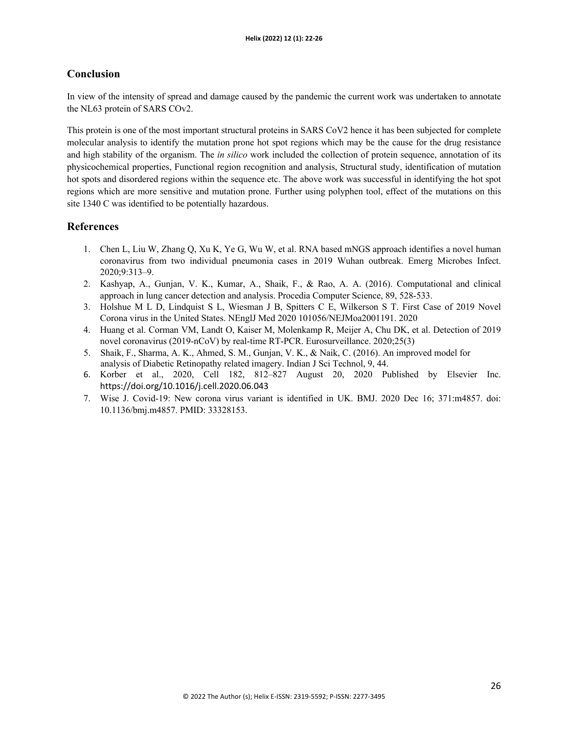## Conclusion

In view of the intensity of spread and damage caused by the pandemic the current work was undertaken to annotate the NL63 protein of SARS COv2.

This protein is one of the most important structural proteins in SARS CoV2 hence it has been subjected for complete molecular analysis to identify the mutation prone hot spot regions which may be the cause for the drug resistance and high stability of the organism. The *in silico* work included the collection of protein sequence, annotation of its physicochemical properties, Functional region recognition and analysis, Structural study, identification of mutation hot spots and disordered regions within the sequence etc. The above work was successful in identifying the hot spot regions which are more sensitive and mutation prone. Further using polyphen tool, effect of the mutations on this site 1340 C was identified to be potentially hazardous.

## References

1. Chen L, Liu W, Zhang Q, Xu K, Ye G, Wu W, et al. RNA based mNGS approach identifies a novel human coronavirus from two individual pneumonia cases in 2019 Wuhan outbreak. Emerg Microbes Infect. 2020;9:313–9.
2. Kashyap, A., Gunjan, V. K., Kumar, A., Shaik, F., & Rao, A. A. (2016). Computational and clinical approach in lung cancer detection and analysis. Procedia Computer Science, 89, 528-533.
3. Holshue M L D, Lindquist S L, Wiesman J B, Spitters C E, Wilkerson S T. First Case of 2019 Novel Corona virus in the United States. NEnglJ Med 2020 101056/NEJMoa2001191. 2020
4. Huang et al. Corman VM, Landt O, Kaiser M, Molenkamp R, Meijer A, Chu DK, et al. Detection of 2019 novel coronavirus (2019-nCoV) by real-time RT-PCR. Eurosurveillance. 2020;25(3)
5. Shaik, F., Sharma, A. K., Ahmed, S. M., Gunjan, V. K., & Naik, C. (2016). An improved model for analysis of Diabetic Retinopathy related imagery. Indian J Sci Technol, 9, 44.
6. Korber et al., 2020, Cell 182, 812–827 August 20, 2020 Published by Elsevier Inc. https://doi.org/10.1016/j.cell.2020.06.043
7. Wise J. Covid-19: New corona virus variant is identified in UK. BMJ. 2020 Dec 16; 371:m4857. doi: 10.1136/bmj.m4857. PMID: 33328153.